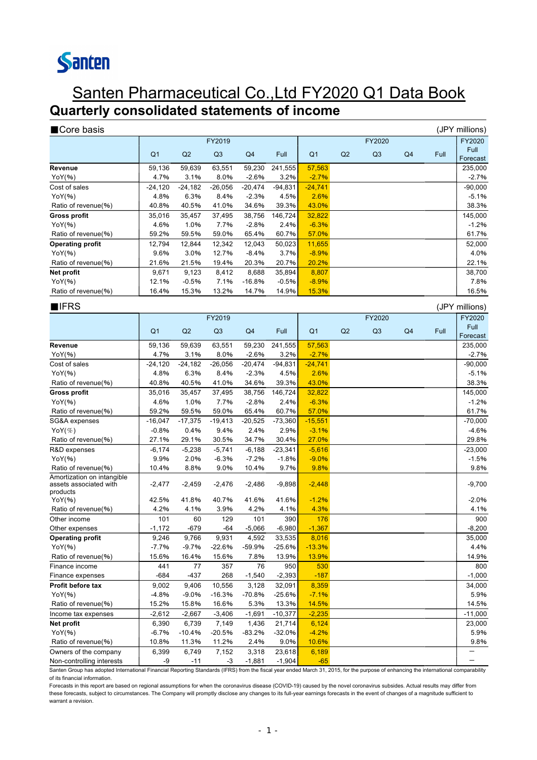Santen

# Santen Pharmaceutical Co.,Ltd FY2020 Q1 Data Book

## Quarterly consolidated statements of income

■Core basis (JPY millions)

| | FY2019 | | | | | FY2020 | | | | | FY2020 Full Forecast |
|---|---|---|---|---|---|---|---|---|---|---|---|
| | Q1 | Q2 | Q3 | Q4 | Full | Q1 | Q2 | Q3 | Q4 | Full | |
| **Revenue** | 59,136 | 59,639 | 63,551 | 59,230 | 241,555 | 57,563 | | | | | 235,000 |
| YoY(%) | 4.7% | 3.1% | 8.0% | -2.6% | 3.2% | -2.7% | | | | | -2.7% |
| Cost of sales | -24,120 | -24,182 | -26,056 | -20,474 | -94,831 | -24,741 | | | | | -90,000 |
| YoY(%) | 4.8% | 6.3% | 8.4% | -2.3% | 4.5% | 2.6% | | | | | -5.1% |
| Ratio of revenue(%) | 40.8% | 40.5% | 41.0% | 34.6% | 39.3% | 43.0% | | | | | 38.3% |
| **Gross profit** | 35,016 | 35,457 | 37,495 | 38,756 | 146,724 | 32,822 | | | | | 145,000 |
| YoY(%) | 4.6% | 1.0% | 7.7% | -2.8% | 2.4% | -6.3% | | | | | -1.2% |
| Ratio of revenue(%) | 59.2% | 59.5% | 59.0% | 65.4% | 60.7% | 57.0% | | | | | 61.7% |
| **Operating profit** | 12,794 | 12,844 | 12,342 | 12,043 | 50,023 | 11,655 | | | | | 52,000 |
| YoY(%) | 9.6% | 3.0% | 12.7% | -8.4% | 3.7% | -8.9% | | | | | 4.0% |
| Ratio of revenue(%) | 21.6% | 21.5% | 19.4% | 20.3% | 20.7% | 20.2% | | | | | 22.1% |
| **Net profit** | 9,671 | 9,123 | 8,412 | 8,688 | 35,894 | 8,807 | | | | | 38,700 |
| YoY(%) | 12.1% | -0.5% | 7.1% | -16.8% | -0.5% | -8.9% | | | | | 7.8% |
| Ratio of revenue(%) | 16.4% | 15.3% | 13.2% | 14.7% | 14.9% | 15.3% | | | | | 16.5% |

■IFRS (JPY millions)

| | FY2019 | | | | | FY2020 | | | | | FY2020 Full Forecast |
|---|---|---|---|---|---|---|---|---|---|---|---|
| | Q1 | Q2 | Q3 | Q4 | Full | Q1 | Q2 | Q3 | Q4 | Full | |
| **Revenue** | 59,136 | 59,639 | 63,551 | 59,230 | 241,555 | 57,563 | | | | | 235,000 |
| YoY(%) | 4.7% | 3.1% | 8.0% | -2.6% | 3.2% | -2.7% | | | | | -2.7% |
| Cost of sales | -24,120 | -24,182 | -26,056 | -20,474 | -94,831 | -24,741 | | | | | -90,000 |
| YoY(%) | 4.8% | 6.3% | 8.4% | -2.3% | 4.5% | 2.6% | | | | | -5.1% |
| Ratio of revenue(%) | 40.8% | 40.5% | 41.0% | 34.6% | 39.3% | 43.0% | | | | | 38.3% |
| **Gross profit** | 35,016 | 35,457 | 37,495 | 38,756 | 146,724 | 32,822 | | | | | 145,000 |
| YoY(%) | 4.6% | 1.0% | 7.7% | -2.8% | 2.4% | -6.3% | | | | | -1.2% |
| Ratio of revenue(%) | 59.2% | 59.5% | 59.0% | 65.4% | 60.7% | 57.0% | | | | | 61.7% |
| SG&A expenses | -16,047 | -17,375 | -19,413 | -20,525 | -73,360 | -15,551 | | | | | -70,000 |
| YoY(%) | -0.8% | 0.4% | 9.4% | 2.4% | 2.9% | -3.1% | | | | | -4.6% |
| Ratio of revenue(%) | 27.1% | 29.1% | 30.5% | 34.7% | 30.4% | 27.0% | | | | | 29.8% |
| R&D expenses | -6,174 | -5,238 | -5,741 | -6,188 | -23,341 | -5,616 | | | | | -23,000 |
| YoY(%) | 9.9% | 2.0% | -6.3% | -7.2% | -1.8% | -9.0% | | | | | -1.5% |
| Ratio of revenue(%) | 10.4% | 8.8% | 9.0% | 10.4% | 9.7% | 9.8% | | | | | 9.8% |
| Amortization on intangible assets associated with products | -2,477 | -2,459 | -2,476 | -2,486 | -9,898 | -2,448 | | | | | -9,700 |
| YoY(%) | 42.5% | 41.8% | 40.7% | 41.6% | 41.6% | -1.2% | | | | | -2.0% |
| Ratio of revenue(%) | 4.2% | 4.1% | 3.9% | 4.2% | 4.1% | 4.3% | | | | | 4.1% |
| Other income | 101 | 60 | 129 | 101 | 390 | 176 | | | | | 900 |
| Other expenses | -1,172 | -679 | -64 | -5,066 | -6,980 | -1,367 | | | | | -8,200 |
| **Operating profit** | 9,246 | 9,766 | 9,931 | 4,592 | 33,535 | 8,016 | | | | | 35,000 |
| YoY(%) | -7.7% | -9.7% | -22.6% | -59.9% | -25.6% | -13.3% | | | | | 4.4% |
| Ratio of revenue(%) | 15.6% | 16.4% | 15.6% | 7.8% | 13.9% | 13.9% | | | | | 14.9% |
| Finance income | 441 | 77 | 357 | 76 | 950 | 530 | | | | | 800 |
| Finance expenses | -684 | -437 | 268 | -1,540 | -2,393 | -187 | | | | | -1,000 |
| **Profit before tax** | 9,002 | 9,406 | 10,556 | 3,128 | 32,091 | 8,359 | | | | | 34,000 |
| YoY(%) | -4.8% | -9.0% | -16.3% | -70.8% | -25.6% | -7.1% | | | | | 5.9% |
| Ratio of revenue(%) | 15.2% | 15.8% | 16.6% | 5.3% | 13.3% | 14.5% | | | | | 14.5% |
| Income tax expenses | -2,612 | -2,667 | -3,406 | -1,691 | -10,377 | -2,235 | | | | | -11,000 |
| **Net profit** | 6,390 | 6,739 | 7,149 | 1,436 | 21,714 | 6,124 | | | | | 23,000 |
| YoY(%) | -6.7% | -10.4% | -20.5% | -83.2% | -32.0% | -4.2% | | | | | 5.9% |
| Ratio of revenue(%) | 10.8% | 11.3% | 11.2% | 2.4% | 9.0% | 10.6% | | | | | 9.8% |
| Owners of the company | 6,399 | 6,749 | 7,152 | 3,318 | 23,618 | 6,189 | | | | | － |
| Non-controlling interests | -9 | -11 | -3 | -1,881 | -1,904 | -65 | | | | | － |

Santen Group has adopted International Financial Reporting Standards (IFRS) from the fiscal year ended March 31, 2015, for the purpose of enhancing the international comparability of its financial information.

Forecasts in this report are based on regional assumptions for when the coronavirus disease (COVID-19) caused by the novel coronavirus subsides. Actual results may differ from these forecasts, subject to circumstances. The Company will promptly disclose any changes to its full-year earnings forecasts in the event of changes of a magnitude sufficient to warrant a revision.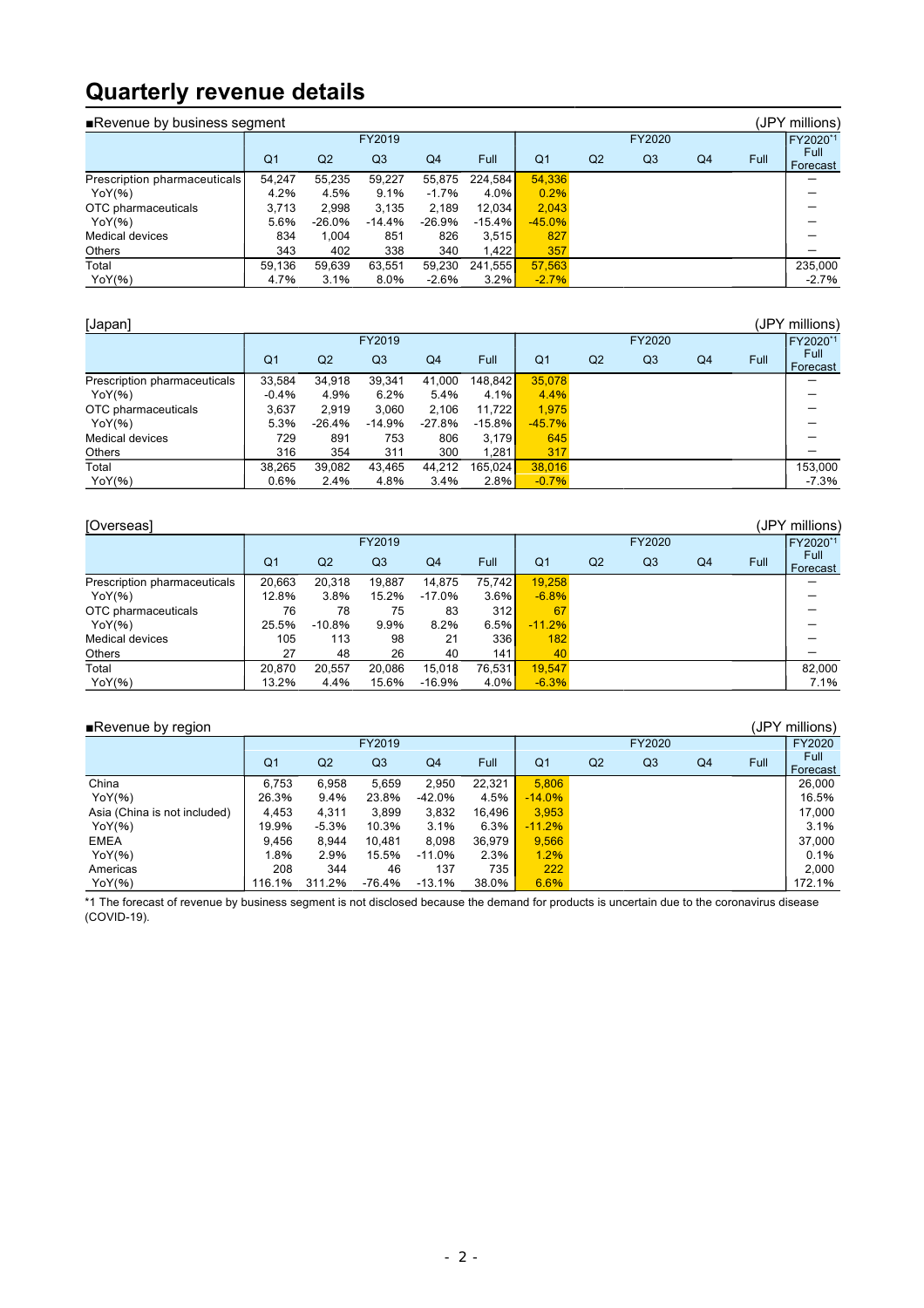# Quarterly revenue details

■Revenue by business segment (JPY millions)

| | FY2019 | | | | | FY2020 | | | | | FY2020[*1] |
|---|---|---|---|---|---|---|---|---|---|---|---|
| | Q1 | Q2 | Q3 | Q4 | Full | Q1 | Q2 | Q3 | Q4 | Full | Full Forecast |
| Prescription pharmaceuticals | 54,247 | 55,235 | 59,227 | 55,875 | 224,584 | 54,336 | | | | | — |
| YoY(%) | 4.2% | 4.5% | 9.1% | -1.7% | 4.0% | 0.2% | | | | | — |
| OTC pharmaceuticals | 3,713 | 2,998 | 3,135 | 2,189 | 12,034 | 2,043 | | | | | — |
| YoY(%) | 5.6% | -26.0% | -14.4% | -26.9% | -15.4% | -45.0% | | | | | — |
| Medical devices | 834 | 1,004 | 851 | 826 | 3,515 | 827 | | | | | — |
| Others | 343 | 402 | 338 | 340 | 1,422 | 357 | | | | | — |
| Total | 59,136 | 59,639 | 63,551 | 59,230 | 241,555 | 57,563 | | | | | 235,000 |
| YoY(%) | 4.7% | 3.1% | 8.0% | -2.6% | 3.2% | -2.7% | | | | | -2.7% |

[Japan] (JPY millions)

| | FY2019 | | | | | FY2020 | | | | | FY2020[*1] |
|---|---|---|---|---|---|---|---|---|---|---|---|
| | Q1 | Q2 | Q3 | Q4 | Full | Q1 | Q2 | Q3 | Q4 | Full | Full Forecast |
| Prescription pharmaceuticals | 33,584 | 34,918 | 39,341 | 41,000 | 148,842 | 35,078 | | | | | — |
| YoY(%) | -0.4% | 4.9% | 6.2% | 5.4% | 4.1% | 4.4% | | | | | — |
| OTC pharmaceuticals | 3,637 | 2,919 | 3,060 | 2,106 | 11,722 | 1,975 | | | | | — |
| YoY(%) | 5.3% | -26.4% | -14.9% | -27.8% | -15.8% | -45.7% | | | | | — |
| Medical devices | 729 | 891 | 753 | 806 | 3,179 | 645 | | | | | — |
| Others | 316 | 354 | 311 | 300 | 1,281 | 317 | | | | | — |
| Total | 38,265 | 39,082 | 43,465 | 44,212 | 165,024 | 38,016 | | | | | 153,000 |
| YoY(%) | 0.6% | 2.4% | 4.8% | 3.4% | 2.8% | -0.7% | | | | | -7.3% |

[Overseas] (JPY millions)

| | FY2019 | | | | | FY2020 | | | | | FY2020[*1] |
|---|---|---|---|---|---|---|---|---|---|---|---|
| | Q1 | Q2 | Q3 | Q4 | Full | Q1 | Q2 | Q3 | Q4 | Full | Full Forecast |
| Prescription pharmaceuticals | 20,663 | 20,318 | 19,887 | 14,875 | 75,742 | 19,258 | | | | | — |
| YoY(%) | 12.8% | 3.8% | 15.2% | -17.0% | 3.6% | -6.8% | | | | | — |
| OTC pharmaceuticals | 76 | 78 | 75 | 83 | 312 | 67 | | | | | — |
| YoY(%) | 25.5% | -10.8% | 9.9% | 8.2% | 6.5% | -11.2% | | | | | — |
| Medical devices | 105 | 113 | 98 | 21 | 336 | 182 | | | | | — |
| Others | 27 | 48 | 26 | 40 | 141 | 40 | | | | | — |
| Total | 20,870 | 20,557 | 20,086 | 15,018 | 76,531 | 19,547 | | | | | 82,000 |
| YoY(%) | 13.2% | 4.4% | 15.6% | -16.9% | 4.0% | -6.3% | | | | | 7.1% |

■Revenue by region (JPY millions)

| | FY2019 | | | | | FY2020 | | | | | FY2020 |
|---|---|---|---|---|---|---|---|---|---|---|---|
| | Q1 | Q2 | Q3 | Q4 | Full | Q1 | Q2 | Q3 | Q4 | Full | Full Forecast |
| China | 6,753 | 6,958 | 5,659 | 2,950 | 22,321 | 5,806 | | | | | 26,000 |
| YoY(%) | 26.3% | 9.4% | 23.8% | -42.0% | 4.5% | -14.0% | | | | | 16.5% |
| Asia (China is not included) | 4,453 | 4,311 | 3,899 | 3,832 | 16,496 | 3,953 | | | | | 17,000 |
| YoY(%) | 19.9% | -5.3% | 10.3% | 3.1% | 6.3% | -11.2% | | | | | 3.1% |
| EMEA | 9,456 | 8,944 | 10,481 | 8,098 | 36,979 | 9,566 | | | | | 37,000 |
| YoY(%) | 1.8% | 2.9% | 15.5% | -11.0% | 2.3% | 1.2% | | | | | 0.1% |
| Americas | 208 | 344 | 46 | 137 | 735 | 222 | | | | | 2,000 |
| YoY(%) | 116.1% | 311.2% | -76.4% | -13.1% | 38.0% | 6.6% | | | | | 172.1% |

*1 The forecast of revenue by business segment is not disclosed because the demand for products is uncertain due to the coronavirus disease (COVID-19).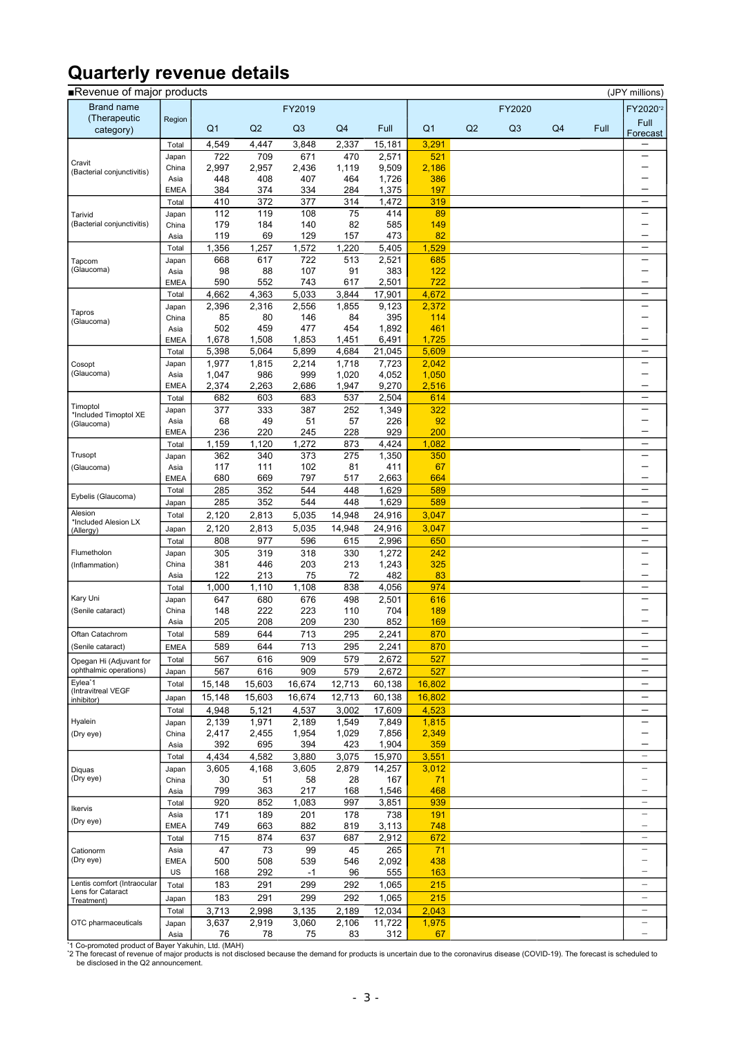# Quarterly revenue details

■Revenue of major products (JPY millions)

| Brand name (Therapeutic category) | Region | FY2019 | | | | | FY2020 | | | | | FY2020[*2] |
|---|---|---|---|---|---|---|---|---|---|---|---|---|
| | | Q1 | Q2 | Q3 | Q4 | Full | Q1 | Q2 | Q3 | Q4 | Full | Full Forecast |
| Cravit (Bacterial conjunctivitis) | Total | 4,549 | 4,447 | 3,848 | 2,337 | 15,181 | 3,291 | | | | | － |
| | Japan | 722 | 709 | 671 | 470 | 2,571 | 521 | | | | | － |
| | China | 2,997 | 2,957 | 2,436 | 1,119 | 9,509 | 2,186 | | | | | － |
| | Asia | 448 | 408 | 407 | 464 | 1,726 | 386 | | | | | － |
| | EMEA | 384 | 374 | 334 | 284 | 1,375 | 197 | | | | | － |
| Tarivid (Bacterial conjunctivitis) | Total | 410 | 372 | 377 | 314 | 1,472 | 319 | | | | | － |
| | Japan | 112 | 119 | 108 | 75 | 414 | 89 | | | | | － |
| | China | 179 | 184 | 140 | 82 | 585 | 149 | | | | | － |
| | Asia | 119 | 69 | 129 | 157 | 473 | 82 | | | | | － |
| Tapcom (Glaucoma) | Total | 1,356 | 1,257 | 1,572 | 1,220 | 5,405 | 1,529 | | | | | － |
| | Japan | 668 | 617 | 722 | 513 | 2,521 | 685 | | | | | － |
| | Asia | 98 | 88 | 107 | 91 | 383 | 122 | | | | | － |
| | EMEA | 590 | 552 | 743 | 617 | 2,501 | 722 | | | | | － |
| Tapros (Glaucoma) | Total | 4,662 | 4,363 | 5,033 | 3,844 | 17,901 | 4,672 | | | | | － |
| | Japan | 2,396 | 2,316 | 2,556 | 1,855 | 9,123 | 2,372 | | | | | － |
| | China | 85 | 80 | 146 | 84 | 395 | 114 | | | | | － |
| | Asia | 502 | 459 | 477 | 454 | 1,892 | 461 | | | | | － |
| | EMEA | 1,678 | 1,508 | 1,853 | 1,451 | 6,491 | 1,725 | | | | | － |
| Cosopt (Glaucoma) | Total | 5,398 | 5,064 | 5,899 | 4,684 | 21,045 | 5,609 | | | | | － |
| | Japan | 1,977 | 1,815 | 2,214 | 1,718 | 7,723 | 2,042 | | | | | － |
| | Asia | 1,047 | 986 | 999 | 1,020 | 4,052 | 1,050 | | | | | － |
| | EMEA | 2,374 | 2,263 | 2,686 | 1,947 | 9,270 | 2,516 | | | | | － |
| Timoptol *Included Timoptol XE (Glaucoma) | Total | 682 | 603 | 683 | 537 | 2,504 | 614 | | | | | － |
| | Japan | 377 | 333 | 387 | 252 | 1,349 | 322 | | | | | － |
| | Asia | 68 | 49 | 51 | 57 | 226 | 92 | | | | | － |
| | EMEA | 236 | 220 | 245 | 228 | 929 | 200 | | | | | － |
| Trusopt (Glaucoma) | Total | 1,159 | 1,120 | 1,272 | 873 | 4,424 | 1,082 | | | | | － |
| | Japan | 362 | 340 | 373 | 275 | 1,350 | 350 | | | | | － |
| | Asia | 117 | 111 | 102 | 81 | 411 | 67 | | | | | － |
| | EMEA | 680 | 669 | 797 | 517 | 2,663 | 664 | | | | | － |
| Eybelis (Glaucoma) | Total | 285 | 352 | 544 | 448 | 1,629 | 589 | | | | | － |
| | Japan | 285 | 352 | 544 | 448 | 1,629 | 589 | | | | | － |
| Alesion *Included Alesion LX (Allergy) | Total | 2,120 | 2,813 | 5,035 | 14,948 | 24,916 | 3,047 | | | | | － |
| | Japan | 2,120 | 2,813 | 5,035 | 14,948 | 24,916 | 3,047 | | | | | － |
| Flumetholon (Inflammation) | Total | 808 | 977 | 596 | 615 | 2,996 | 650 | | | | | － |
| | Japan | 305 | 319 | 318 | 330 | 1,272 | 242 | | | | | － |
| | China | 381 | 446 | 203 | 213 | 1,243 | 325 | | | | | － |
| | Asia | 122 | 213 | 75 | 72 | 482 | 83 | | | | | － |
| Kary Uni (Senile cataract) | Total | 1,000 | 1,110 | 1,108 | 838 | 4,056 | 974 | | | | | － |
| | Japan | 647 | 680 | 676 | 498 | 2,501 | 616 | | | | | － |
| | China | 148 | 222 | 223 | 110 | 704 | 189 | | | | | － |
| | Asia | 205 | 208 | 209 | 230 | 852 | 169 | | | | | － |
| Oftan Catachrom (Senile cataract) | Total | 589 | 644 | 713 | 295 | 2,241 | 870 | | | | | － |
| | EMEA | 589 | 644 | 713 | 295 | 2,241 | 870 | | | | | － |
| Opegan Hi (Adjuvant for ophthalmic operations) | Total | 567 | 616 | 909 | 579 | 2,672 | 527 | | | | | － |
| | Japan | 567 | 616 | 909 | 579 | 2,672 | 527 | | | | | － |
| Eylea[*1] (Intravitreal VEGF inhibitor) | Total | 15,148 | 15,603 | 16,674 | 12,713 | 60,138 | 16,802 | | | | | － |
| | Japan | 15,148 | 15,603 | 16,674 | 12,713 | 60,138 | 16,802 | | | | | － |
| Hyalein (Dry eye) | Total | 4,948 | 5,121 | 4,537 | 3,002 | 17,609 | 4,523 | | | | | － |
| | Japan | 2,139 | 1,971 | 2,189 | 1,549 | 7,849 | 1,815 | | | | | － |
| | China | 2,417 | 2,455 | 1,954 | 1,029 | 7,856 | 2,349 | | | | | － |
| | Asia | 392 | 695 | 394 | 423 | 1,904 | 359 | | | | | － |
| Diquas (Dry eye) | Total | 4,434 | 4,582 | 3,880 | 3,075 | 15,970 | 3,551 | | | | | － |
| | Japan | 3,605 | 4,168 | 3,605 | 2,879 | 14,257 | 3,012 | | | | | － |
| | China | 30 | 51 | 58 | 28 | 167 | 71 | | | | | － |
| | Asia | 799 | 363 | 217 | 168 | 1,546 | 468 | | | | | － |
| Ikervis (Dry eye) | Total | 920 | 852 | 1,083 | 997 | 3,851 | 939 | | | | | － |
| | Asia | 171 | 189 | 201 | 178 | 738 | 191 | | | | | － |
| | EMEA | 749 | 663 | 882 | 819 | 3,113 | 748 | | | | | － |
| Cationorm (Dry eye) | Total | 715 | 874 | 637 | 687 | 2,912 | 672 | | | | | － |
| | Asia | 47 | 73 | 99 | 45 | 265 | 71 | | | | | － |
| | EMEA | 500 | 508 | 539 | 546 | 2,092 | 438 | | | | | － |
| | US | 168 | 292 | -1 | 96 | 555 | 163 | | | | | － |
| Lentis comfort (Intraocular Lens for Cataract Treatment) | Total | 183 | 291 | 299 | 292 | 1,065 | 215 | | | | | － |
| | Japan | 183 | 291 | 299 | 292 | 1,065 | 215 | | | | | － |
| OTC pharmaceuticals | Total | 3,713 | 2,998 | 3,135 | 2,189 | 12,034 | 2,043 | | | | | － |
| | Japan | 3,637 | 2,919 | 3,060 | 2,106 | 11,722 | 1,975 | | | | | － |
| | Asia | 76 | 78 | 75 | 83 | 312 | 67 | | | | | － |

[*1] Co-promoted product of Bayer Yakuhin, Ltd. (MAH)
[*2] The forecast of revenue of major products is not disclosed because the demand for products is uncertain due to the coronavirus disease (COVID-19). The forecast is scheduled to be disclosed in the Q2 announcement.